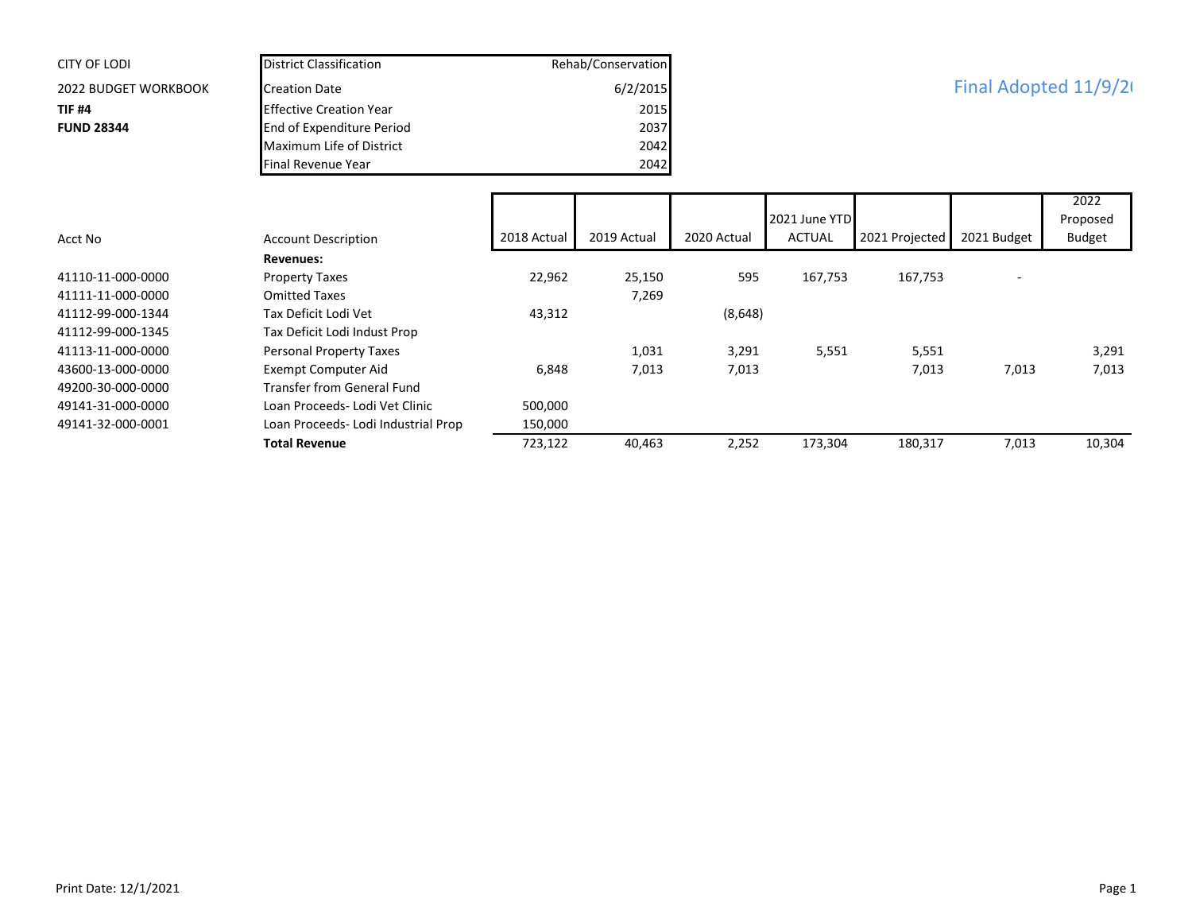CITY OF LODI

2022 BUDGET WORKBOOK

**TIF #4**

**FUND 28344**

| District Classification | Rehab/Conservation |
|---|---|
| Creation Date | 6/2/2015 |
| Effective Creation Year | 2015 |
| End of Expenditure Period | 2037 |
| Maximum Life of District | 2042 |
| Final Revenue Year | 2042 |

Final Adopted 11/9/2(

| Acct No | Account Description | 2018 Actual | 2019 Actual | 2020 Actual | 2021 June YTD ACTUAL | 2021 Projected | 2021 Budget | 2022 Proposed Budget |
|---|---|---|---|---|---|---|---|---|
| | **Revenues:** | | | | | | | |
| 41110-11-000-0000 | Property Taxes | 22,962 | 25,150 | 595 | 167,753 | 167,753 | - | |
| 41111-11-000-0000 | Omitted Taxes | | 7,269 | | | | | |
| 41112-99-000-1344 | Tax Deficit Lodi Vet | 43,312 | | (8,648) | | | | |
| 41112-99-000-1345 | Tax Deficit Lodi Indust Prop | | | | | | | |
| 41113-11-000-0000 | Personal Property Taxes | | 1,031 | 3,291 | 5,551 | 5,551 | | 3,291 |
| 43600-13-000-0000 | Exempt Computer Aid | 6,848 | 7,013 | 7,013 | | 7,013 | 7,013 | 7,013 |
| 49200-30-000-0000 | Transfer from General Fund | | | | | | | |
| 49141-31-000-0000 | Loan Proceeds- Lodi Vet Clinic | 500,000 | | | | | | |
| 49141-32-000-0001 | Loan Proceeds- Lodi Industrial Prop | 150,000 | | | | | | |
| | **Total Revenue** | 723,122 | 40,463 | 2,252 | 173,304 | 180,317 | 7,013 | 10,304 |

Print Date: 12/1/2021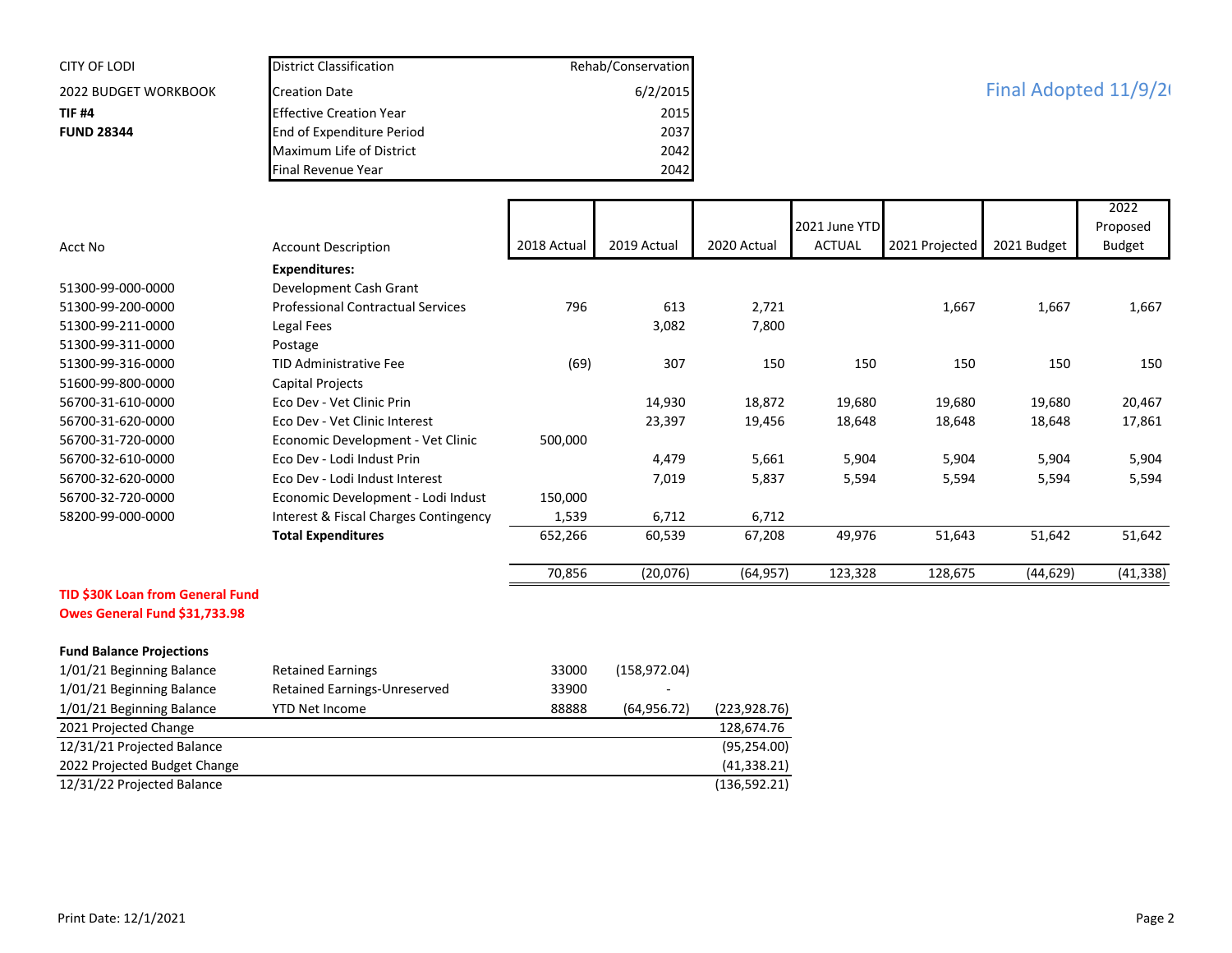CITY OF LODI

2022 BUDGET WORKBOOK

**TIF #4**

**FUND 28344**

| | |
|---|---|
| District Classification | Rehab/Conservation |
| Creation Date | 6/2/2015 |
| Effective Creation Year | 2015 |
| End of Expenditure Period | 2037 |
| Maximum Life of District | 2042 |
| Final Revenue Year | 2042 |

Final Adopted 11/9/2(

| Acct No | Account Description | 2018 Actual | 2019 Actual | 2020 Actual | 2021 June YTD ACTUAL | 2021 Projected | 2021 Budget | 2022 Proposed Budget |
|---|---|---|---|---|---|---|---|---|
| | **Expenditures:** | | | | | | | |
| 51300-99-000-0000 | Development Cash Grant | | | | | | | |
| 51300-99-200-0000 | Professional Contractual Services | 796 | 613 | 2,721 | | 1,667 | 1,667 | 1,667 |
| 51300-99-211-0000 | Legal Fees | | 3,082 | 7,800 | | | | |
| 51300-99-311-0000 | Postage | | | | | | | |
| 51300-99-316-0000 | TID Administrative Fee | (69) | 307 | 150 | 150 | 150 | 150 | 150 |
| 51600-99-800-0000 | Capital Projects | | | | | | | |
| 56700-31-610-0000 | Eco Dev - Vet Clinic Prin | | 14,930 | 18,872 | 19,680 | 19,680 | 19,680 | 20,467 |
| 56700-31-620-0000 | Eco Dev - Vet Clinic Interest | | 23,397 | 19,456 | 18,648 | 18,648 | 18,648 | 17,861 |
| 56700-31-720-0000 | Economic Development - Vet Clinic | 500,000 | | | | | | |
| 56700-32-610-0000 | Eco Dev - Lodi Indust Prin | | 4,479 | 5,661 | 5,904 | 5,904 | 5,904 | 5,904 |
| 56700-32-620-0000 | Eco Dev - Lodi Indust Interest | | 7,019 | 5,837 | 5,594 | 5,594 | 5,594 | 5,594 |
| 56700-32-720-0000 | Economic Development - Lodi Indust | 150,000 | | | | | | |
| 58200-99-000-0000 | Interest & Fiscal Charges Contingency | 1,539 | 6,712 | 6,712 | | | | |
| | **Total Expenditures** | 652,266 | 60,539 | 67,208 | 49,976 | 51,643 | 51,642 | 51,642 |
| | | 70,856 | (20,076) | (64,957) | 123,328 | 128,675 | (44,629) | (41,338) |

**TID $30K Loan from General Fund**
**Owes General Fund $31,733.98**

**Fund Balance Projections**

| | | | | |
|---|---|---|---|---|
| 1/01/21 Beginning Balance | Retained Earnings | 33000 | (158,972.04) | |
| 1/01/21 Beginning Balance | Retained Earnings-Unreserved | 33900 | - | |
| 1/01/21 Beginning Balance | YTD Net Income | 88888 | (64,956.72) | (223,928.76) |
| 2021 Projected Change | | | | 128,674.76 |
| 12/31/21 Projected Balance | | | | (95,254.00) |
| 2022 Projected Budget Change | | | | (41,338.21) |
| 12/31/22 Projected Balance | | | | (136,592.21) |

Print Date: 12/1/2021